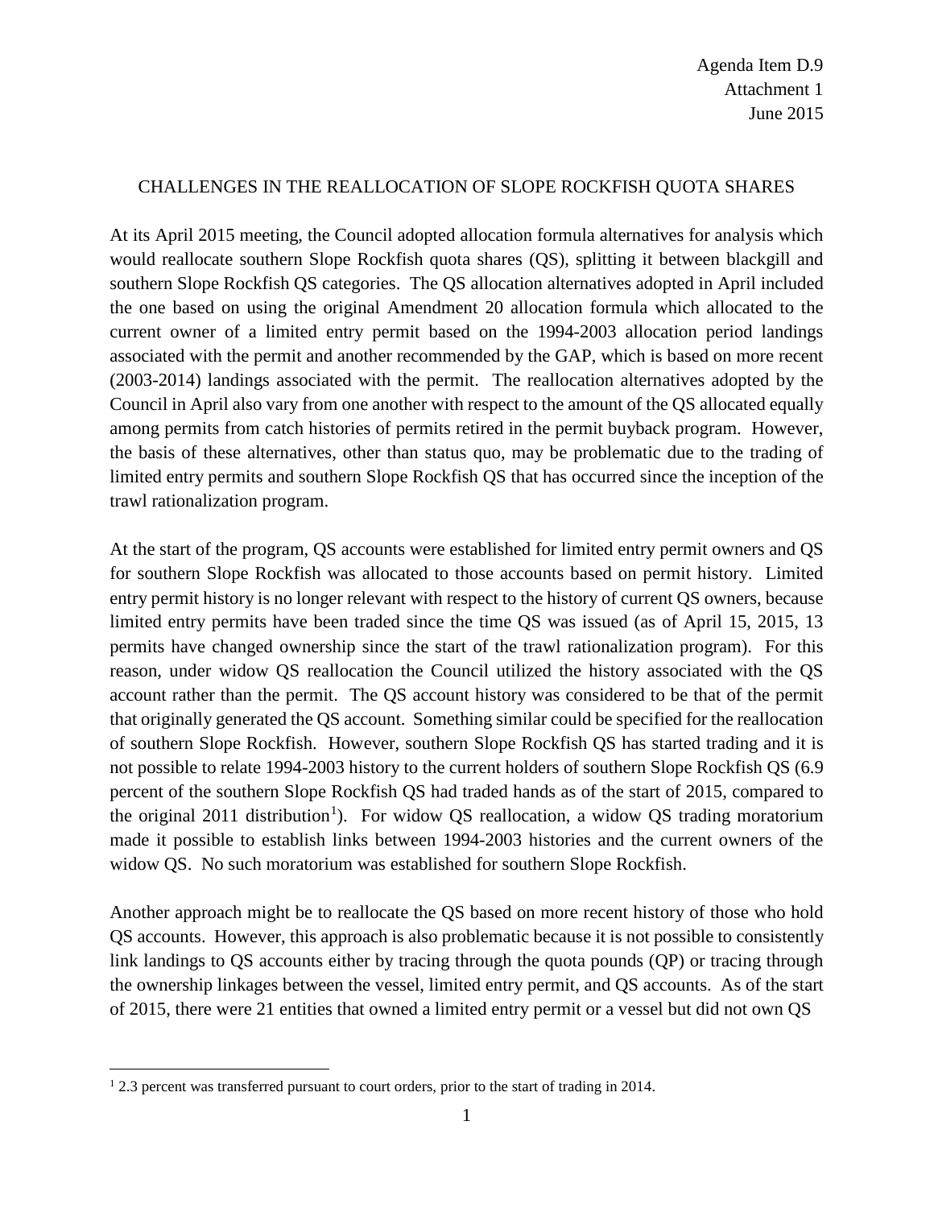Agenda Item D.9
Attachment 1
June 2015

# CHALLENGES IN THE REALLOCATION OF SLOPE ROCKFISH QUOTA SHARES

At its April 2015 meeting, the Council adopted allocation formula alternatives for analysis which would reallocate southern Slope Rockfish quota shares (QS), splitting it between blackgill and southern Slope Rockfish QS categories. The QS allocation alternatives adopted in April included the one based on using the original Amendment 20 allocation formula which allocated to the current owner of a limited entry permit based on the 1994-2003 allocation period landings associated with the permit and another recommended by the GAP, which is based on more recent (2003-2014) landings associated with the permit. The reallocation alternatives adopted by the Council in April also vary from one another with respect to the amount of the QS allocated equally among permits from catch histories of permits retired in the permit buyback program. However, the basis of these alternatives, other than status quo, may be problematic due to the trading of limited entry permits and southern Slope Rockfish QS that has occurred since the inception of the trawl rationalization program.

At the start of the program, QS accounts were established for limited entry permit owners and QS for southern Slope Rockfish was allocated to those accounts based on permit history. Limited entry permit history is no longer relevant with respect to the history of current QS owners, because limited entry permits have been traded since the time QS was issued (as of April 15, 2015, 13 permits have changed ownership since the start of the trawl rationalization program). For this reason, under widow QS reallocation the Council utilized the history associated with the QS account rather than the permit. The QS account history was considered to be that of the permit that originally generated the QS account. Something similar could be specified for the reallocation of southern Slope Rockfish. However, southern Slope Rockfish QS has started trading and it is not possible to relate 1994-2003 history to the current holders of southern Slope Rockfish QS (6.9 percent of the southern Slope Rockfish QS had traded hands as of the start of 2015, compared to the original 2011 distribution[1]). For widow QS reallocation, a widow QS trading moratorium made it possible to establish links between 1994-2003 histories and the current owners of the widow QS. No such moratorium was established for southern Slope Rockfish.

Another approach might be to reallocate the QS based on more recent history of those who hold QS accounts. However, this approach is also problematic because it is not possible to consistently link landings to QS accounts either by tracing through the quota pounds (QP) or tracing through the ownership linkages between the vessel, limited entry permit, and QS accounts. As of the start of 2015, there were 21 entities that owned a limited entry permit or a vessel but did not own QS

[1] 2.3 percent was transferred pursuant to court orders, prior to the start of trading in 2014.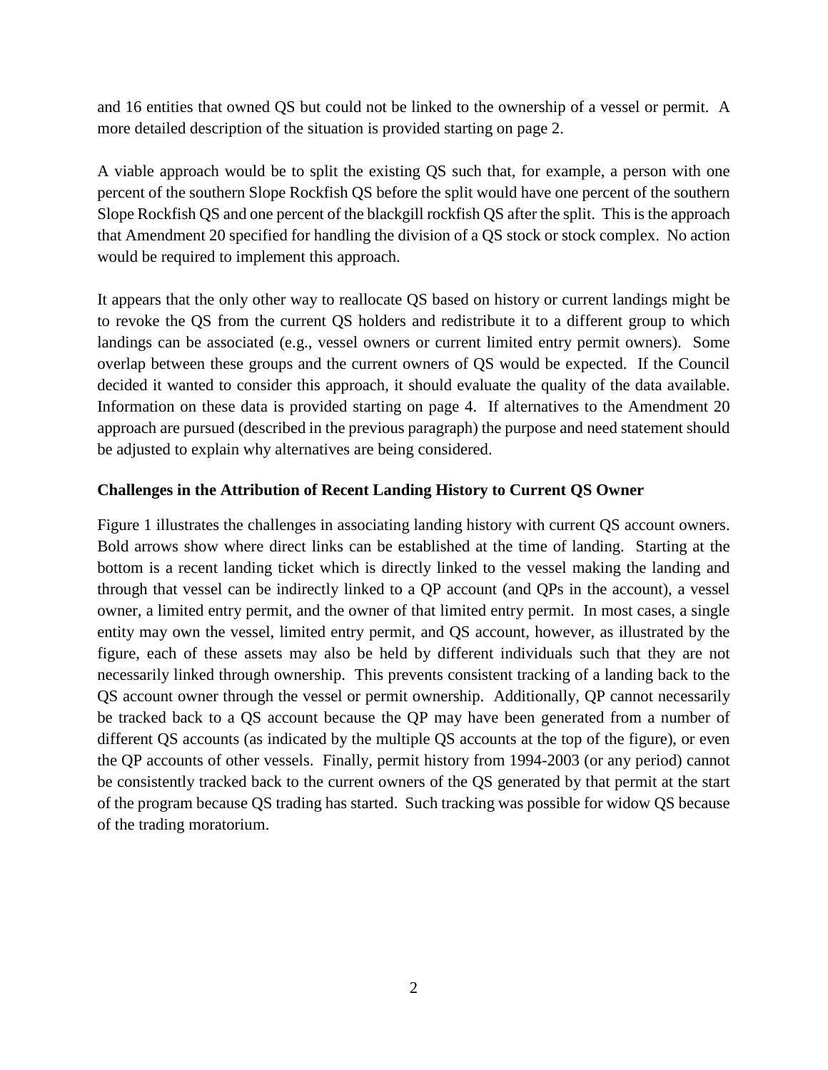and 16 entities that owned QS but could not be linked to the ownership of a vessel or permit. A more detailed description of the situation is provided starting on page 2.

A viable approach would be to split the existing QS such that, for example, a person with one percent of the southern Slope Rockfish QS before the split would have one percent of the southern Slope Rockfish QS and one percent of the blackgill rockfish QS after the split. This is the approach that Amendment 20 specified for handling the division of a QS stock or stock complex. No action would be required to implement this approach.

It appears that the only other way to reallocate QS based on history or current landings might be to revoke the QS from the current QS holders and redistribute it to a different group to which landings can be associated (e.g., vessel owners or current limited entry permit owners). Some overlap between these groups and the current owners of QS would be expected. If the Council decided it wanted to consider this approach, it should evaluate the quality of the data available. Information on these data is provided starting on page 4. If alternatives to the Amendment 20 approach are pursued (described in the previous paragraph) the purpose and need statement should be adjusted to explain why alternatives are being considered.

**Challenges in the Attribution of Recent Landing History to Current QS Owner**

Figure 1 illustrates the challenges in associating landing history with current QS account owners. Bold arrows show where direct links can be established at the time of landing. Starting at the bottom is a recent landing ticket which is directly linked to the vessel making the landing and through that vessel can be indirectly linked to a QP account (and QPs in the account), a vessel owner, a limited entry permit, and the owner of that limited entry permit. In most cases, a single entity may own the vessel, limited entry permit, and QS account, however, as illustrated by the figure, each of these assets may also be held by different individuals such that they are not necessarily linked through ownership. This prevents consistent tracking of a landing back to the QS account owner through the vessel or permit ownership. Additionally, QP cannot necessarily be tracked back to a QS account because the QP may have been generated from a number of different QS accounts (as indicated by the multiple QS accounts at the top of the figure), or even the QP accounts of other vessels. Finally, permit history from 1994-2003 (or any period) cannot be consistently tracked back to the current owners of the QS generated by that permit at the start of the program because QS trading has started. Such tracking was possible for widow QS because of the trading moratorium.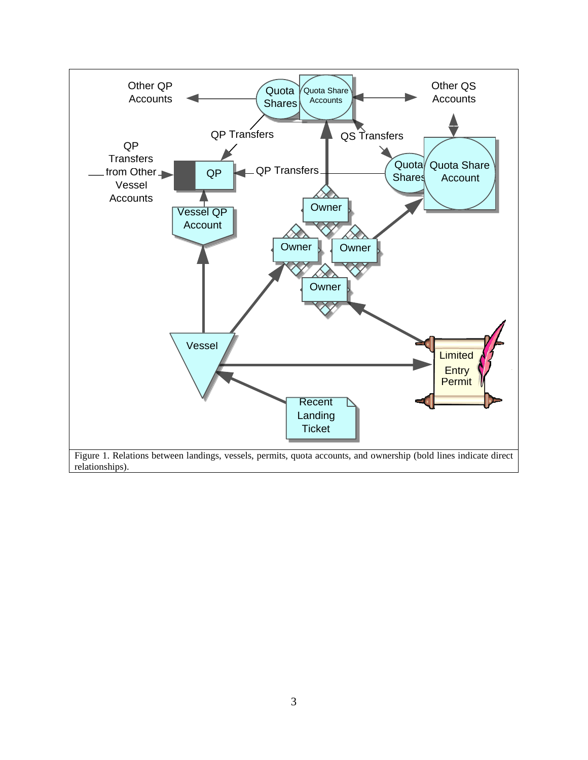Figure 1. Relations between landings, vessels, permits, quota accounts, and ownership (bold lines indicate direct relationships).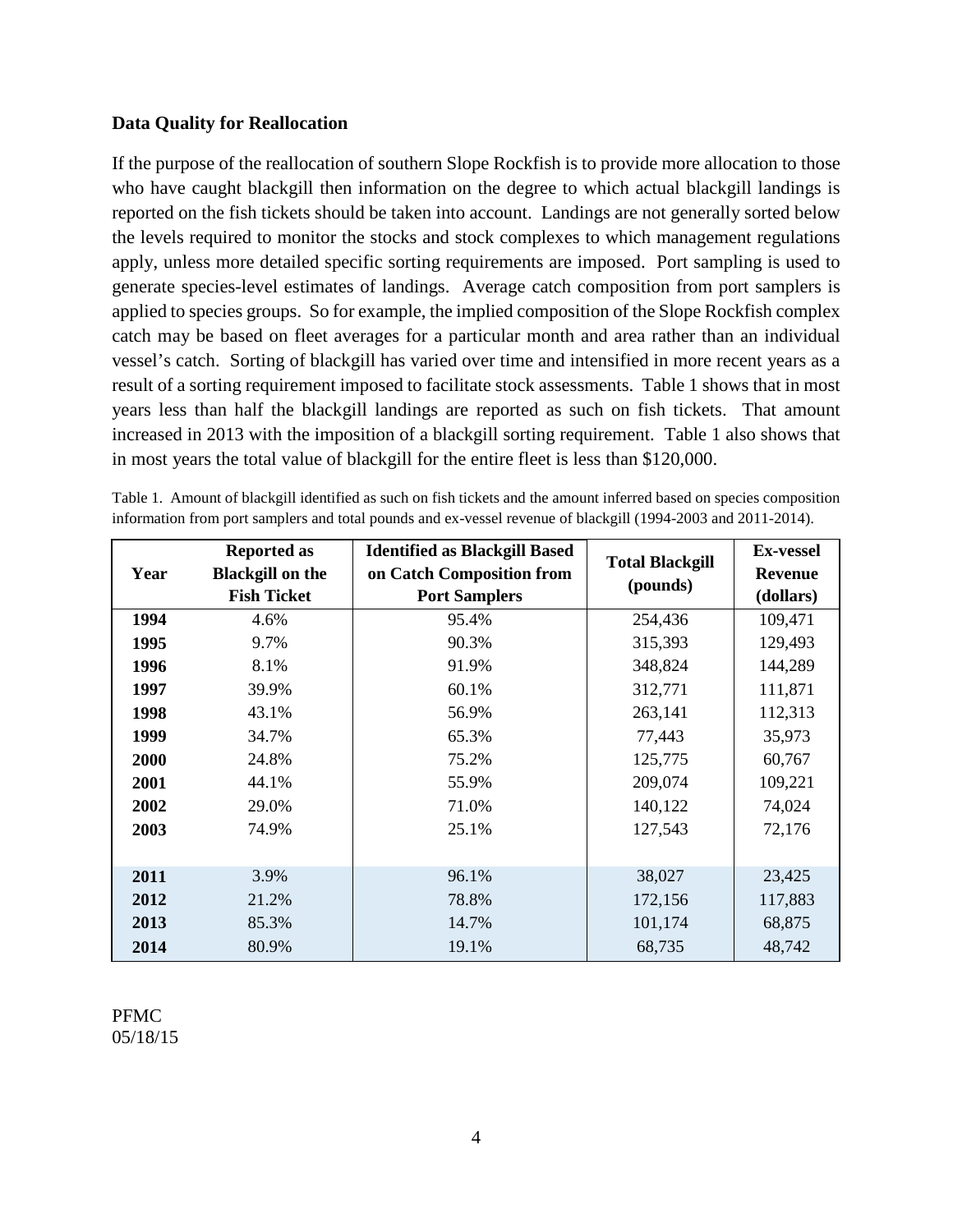**Data Quality for Reallocation**

If the purpose of the reallocation of southern Slope Rockfish is to provide more allocation to those who have caught blackgill then information on the degree to which actual blackgill landings is reported on the fish tickets should be taken into account. Landings are not generally sorted below the levels required to monitor the stocks and stock complexes to which management regulations apply, unless more detailed specific sorting requirements are imposed. Port sampling is used to generate species-level estimates of landings. Average catch composition from port samplers is applied to species groups. So for example, the implied composition of the Slope Rockfish complex catch may be based on fleet averages for a particular month and area rather than an individual vessel's catch. Sorting of blackgill has varied over time and intensified in more recent years as a result of a sorting requirement imposed to facilitate stock assessments. Table 1 shows that in most years less than half the blackgill landings are reported as such on fish tickets. That amount increased in 2013 with the imposition of a blackgill sorting requirement. Table 1 also shows that in most years the total value of blackgill for the entire fleet is less than $120,000.

Table 1. Amount of blackgill identified as such on fish tickets and the amount inferred based on species composition information from port samplers and total pounds and ex-vessel revenue of blackgill (1994-2003 and 2011-2014).

| Year | Reported as Blackgill on the Fish Ticket | Identified as Blackgill Based on Catch Composition from Port Samplers | Total Blackgill (pounds) | Ex-vessel Revenue (dollars) |
|---|---|---|---|---|
| 1994 | 4.6% | 95.4% | 254,436 | 109,471 |
| 1995 | 9.7% | 90.3% | 315,393 | 129,493 |
| 1996 | 8.1% | 91.9% | 348,824 | 144,289 |
| 1997 | 39.9% | 60.1% | 312,771 | 111,871 |
| 1998 | 43.1% | 56.9% | 263,141 | 112,313 |
| 1999 | 34.7% | 65.3% | 77,443 | 35,973 |
| 2000 | 24.8% | 75.2% | 125,775 | 60,767 |
| 2001 | 44.1% | 55.9% | 209,074 | 109,221 |
| 2002 | 29.0% | 71.0% | 140,122 | 74,024 |
| 2003 | 74.9% | 25.1% | 127,543 | 72,176 |
| | | | | |
| 2011 | 3.9% | 96.1% | 38,027 | 23,425 |
| 2012 | 21.2% | 78.8% | 172,156 | 117,883 |
| 2013 | 85.3% | 14.7% | 101,174 | 68,875 |
| 2014 | 80.9% | 19.1% | 68,735 | 48,742 |

PFMC
05/18/15